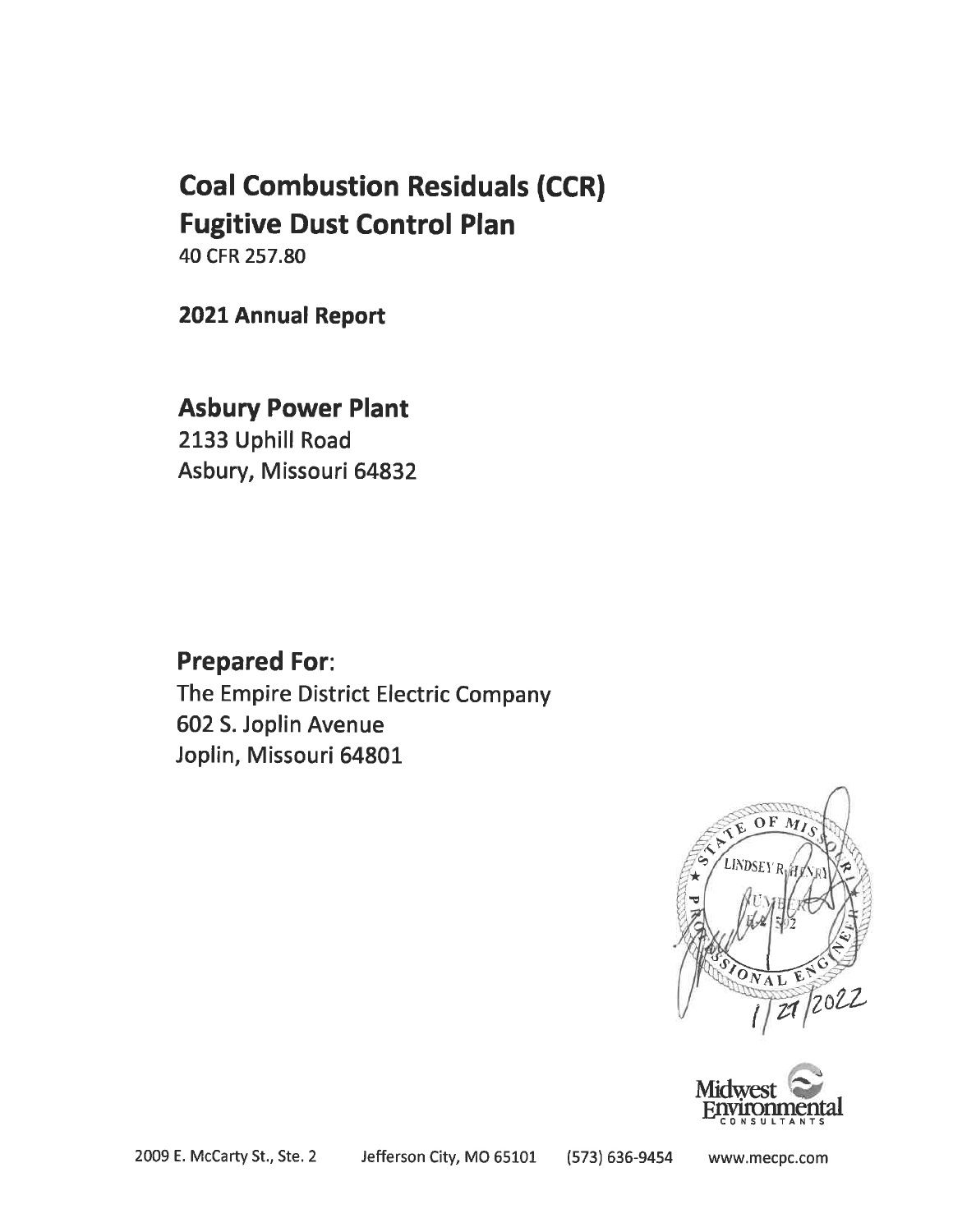# Coal Combustion Residuals (CCR) Fugitive Dust Control Plan

40 CFR 257.80

**2021 Annual Report**

## Asbury Power Plant

2133 Uphill Road
Asbury, Missouri 64832

## Prepared For:

The Empire District Electric Company
602 S. Joplin Avenue
Joplin, Missouri 64801

STATE OF MISSOURI
LINDSEY R. HENRY
NUMBER
PROFESSIONAL ENGINEER
1/27/2022

Midwest Environmental Consultants

2009 E. McCarty St., Ste. 2 Jefferson City, MO 65101 (573) 636-9454 www.mecpc.com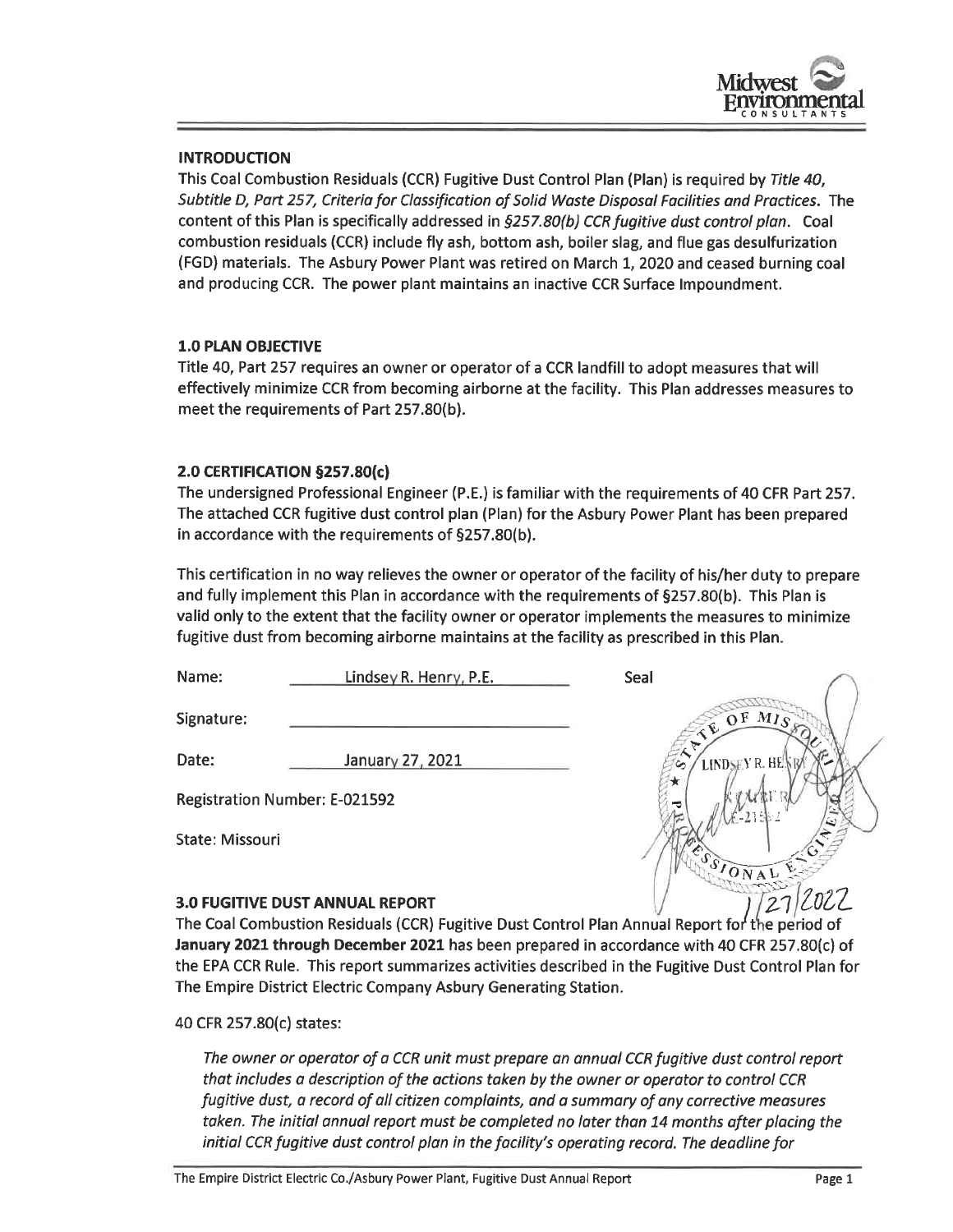## INTRODUCTION

This Coal Combustion Residuals (CCR) Fugitive Dust Control Plan (Plan) is required by *Title 40, Subtitle D, Part 257, Criteria for Classification of Solid Waste Disposal Facilities and Practices*. The content of this Plan is specifically addressed in *§257.80(b) CCR fugitive dust control plan*. Coal combustion residuals (CCR) include fly ash, bottom ash, boiler slag, and flue gas desulfurization (FGD) materials. The Asbury Power Plant was retired on March 1, 2020 and ceased burning coal and producing CCR. The power plant maintains an inactive CCR Surface Impoundment.

## 1.0 PLAN OBJECTIVE

Title 40, Part 257 requires an owner or operator of a CCR landfill to adopt measures that will effectively minimize CCR from becoming airborne at the facility. This Plan addresses measures to meet the requirements of Part 257.80(b).

## 2.0 CERTIFICATION §257.80(c)

The undersigned Professional Engineer (P.E.) is familiar with the requirements of 40 CFR Part 257. The attached CCR fugitive dust control plan (Plan) for the Asbury Power Plant has been prepared in accordance with the requirements of §257.80(b).

This certification in no way relieves the owner or operator of the facility of his/her duty to prepare and fully implement this Plan in accordance with the requirements of §257.80(b). This Plan is valid only to the extent that the facility owner or operator implements the measures to minimize fugitive dust from becoming airborne maintains at the facility as prescribed in this Plan.

Name: Lindsey R. Henry, P.E.

Signature:

Date: January 27, 2021

Registration Number: E-021592

State: Missouri

Seal

STATE OF MISSOURI — LINDSEY R. HENRY — E-21592 — PROFESSIONAL ENGINEER

1/27/2022

## 3.0 FUGITIVE DUST ANNUAL REPORT

The Coal Combustion Residuals (CCR) Fugitive Dust Control Plan Annual Report for the period of **January 2021 through December 2021** has been prepared in accordance with 40 CFR 257.80(c) of the EPA CCR Rule. This report summarizes activities described in the Fugitive Dust Control Plan for The Empire District Electric Company Asbury Generating Station.

40 CFR 257.80(c) states:

> *The owner or operator of a CCR unit must prepare an annual CCR fugitive dust control report that includes a description of the actions taken by the owner or operator to control CCR fugitive dust, a record of all citizen complaints, and a summary of any corrective measures taken. The initial annual report must be completed no later than 14 months after placing the initial CCR fugitive dust control plan in the facility's operating record. The deadline for*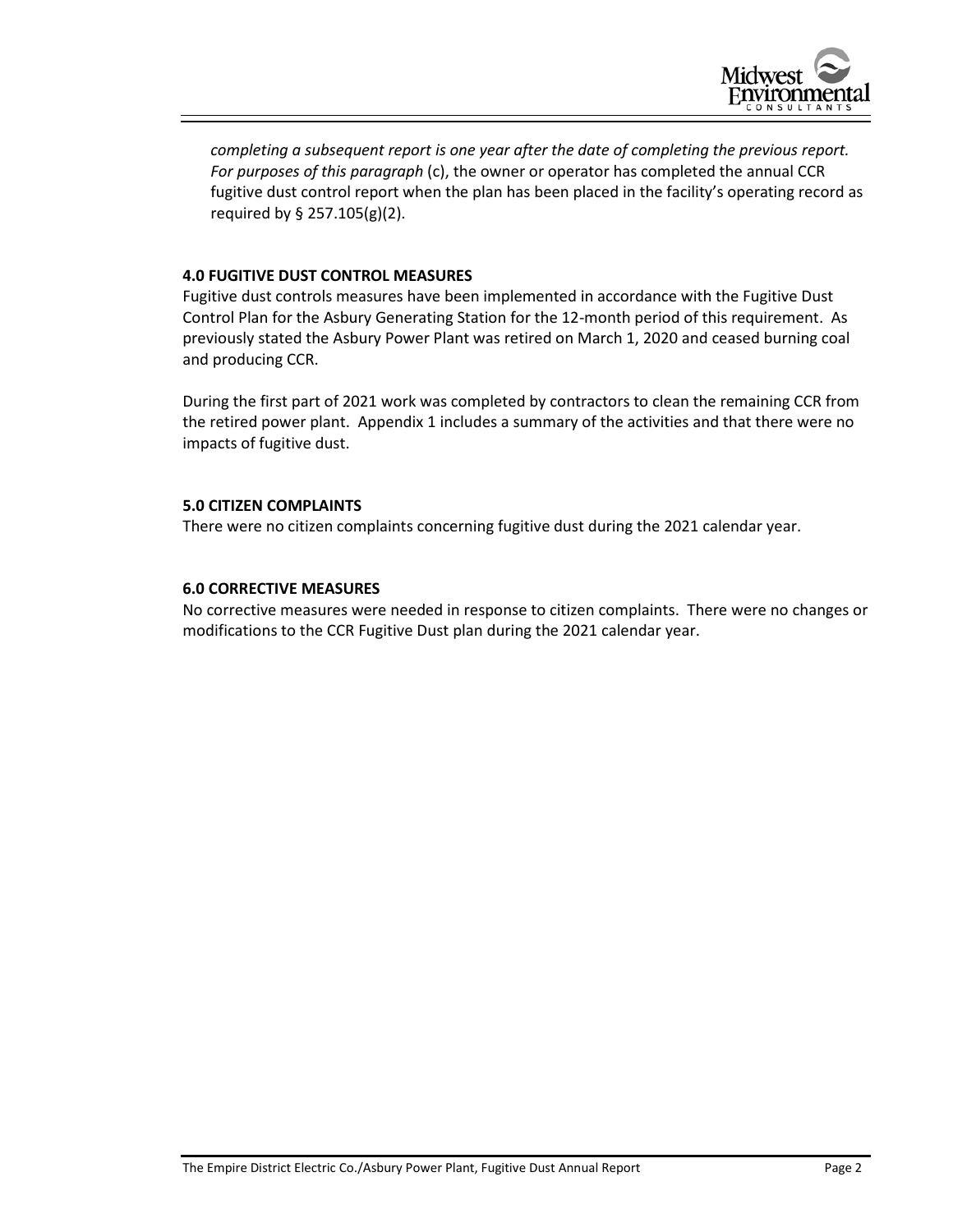*completing a subsequent report is one year after the date of completing the previous report. For purposes of this paragraph* (c), the owner or operator has completed the annual CCR fugitive dust control report when the plan has been placed in the facility's operating record as required by § 257.105(g)(2).

**4.0 FUGITIVE DUST CONTROL MEASURES**

Fugitive dust controls measures have been implemented in accordance with the Fugitive Dust Control Plan for the Asbury Generating Station for the 12-month period of this requirement. As previously stated the Asbury Power Plant was retired on March 1, 2020 and ceased burning coal and producing CCR.

During the first part of 2021 work was completed by contractors to clean the remaining CCR from the retired power plant. Appendix 1 includes a summary of the activities and that there were no impacts of fugitive dust.

**5.0 CITIZEN COMPLAINTS**

There were no citizen complaints concerning fugitive dust during the 2021 calendar year.

**6.0 CORRECTIVE MEASURES**

No corrective measures were needed in response to citizen complaints. There were no changes or modifications to the CCR Fugitive Dust plan during the 2021 calendar year.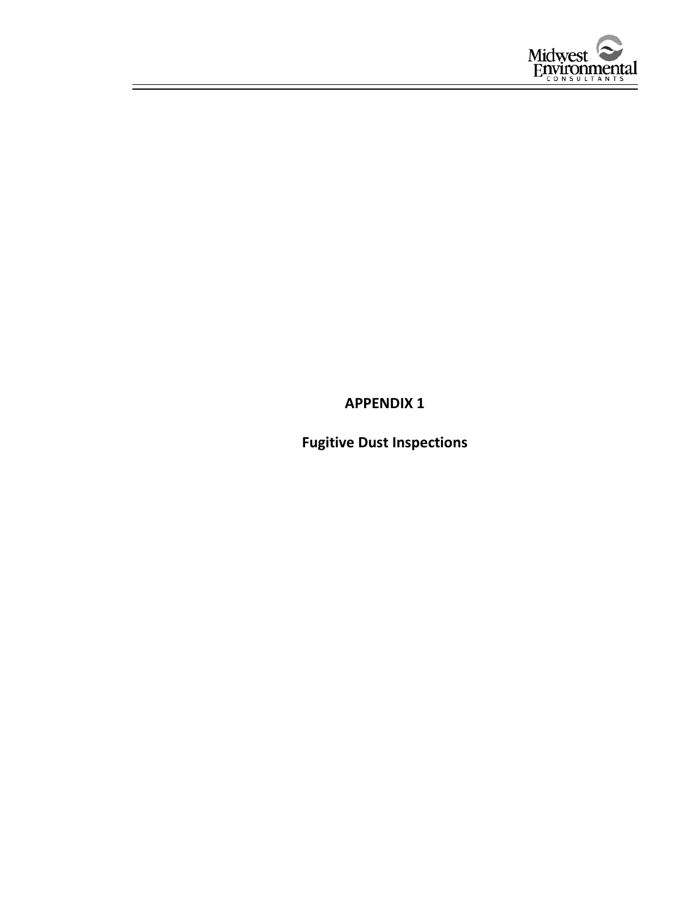# APPENDIX 1

## Fugitive Dust Inspections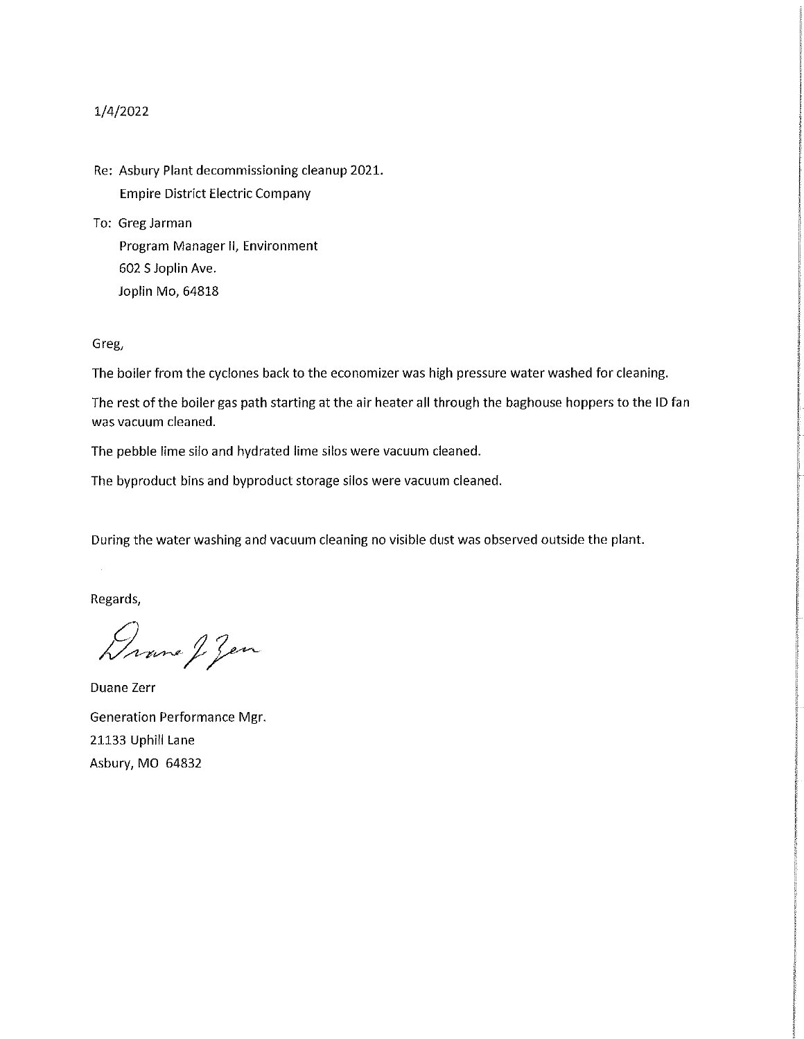1/4/2022

Re: Asbury Plant decommissioning cleanup 2021.
Empire District Electric Company

To: Greg Jarman
Program Manager II, Environment
602 S Joplin Ave.
Joplin Mo, 64818

Greg,

The boiler from the cyclones back to the economizer was high pressure water washed for cleaning.

The rest of the boiler gas path starting at the air heater all through the baghouse hoppers to the ID fan was vacuum cleaned.

The pebble lime silo and hydrated lime silos were vacuum cleaned.

The byproduct bins and byproduct storage silos were vacuum cleaned.

During the water washing and vacuum cleaning no visible dust was observed outside the plant.

Regards,

Duane J Zerr

Duane Zerr
Generation Performance Mgr.
21133 Uphill Lane
Asbury, MO 64832